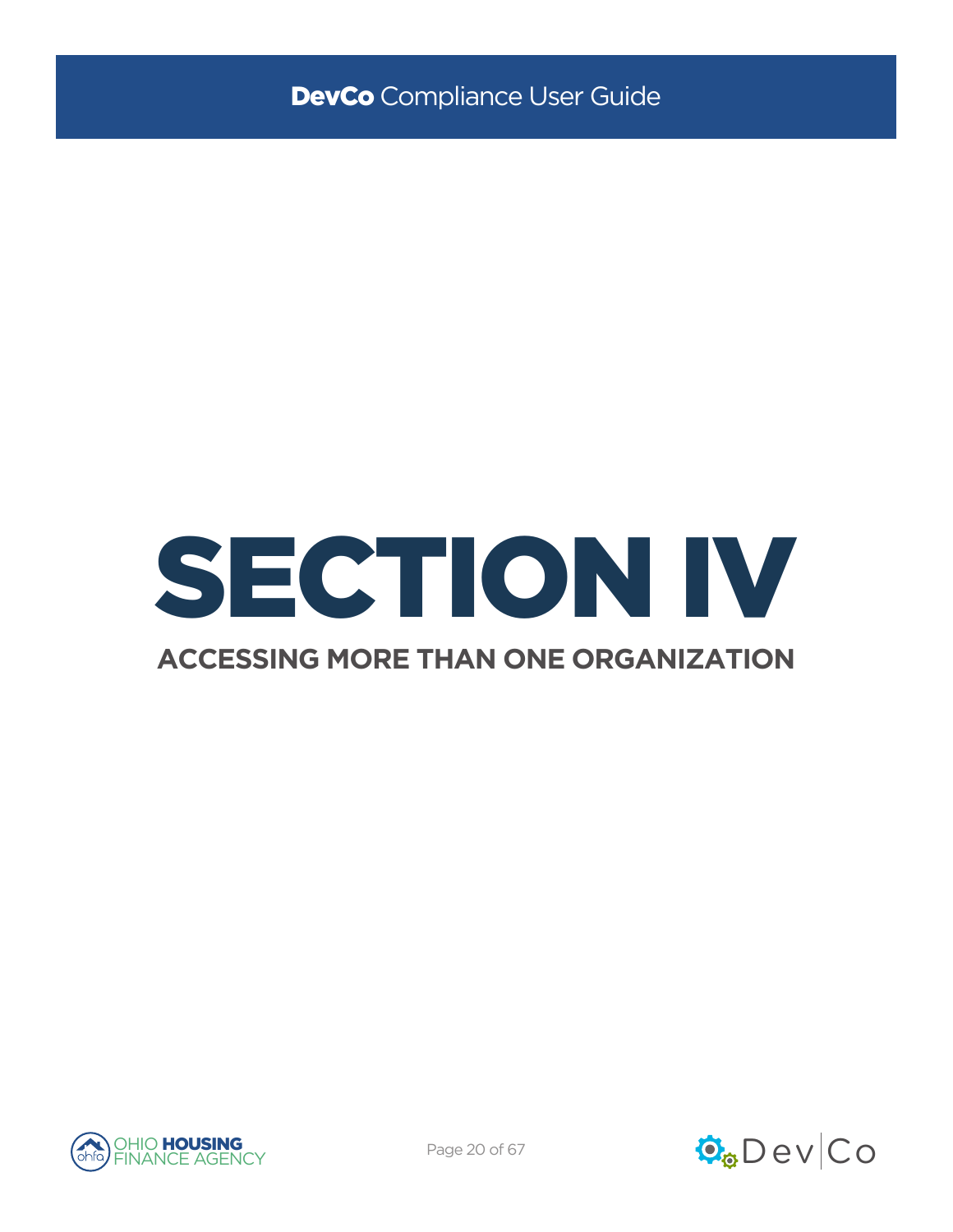# SECTION IV

## ACCESSING MORE THAN ONE ORGANIZATION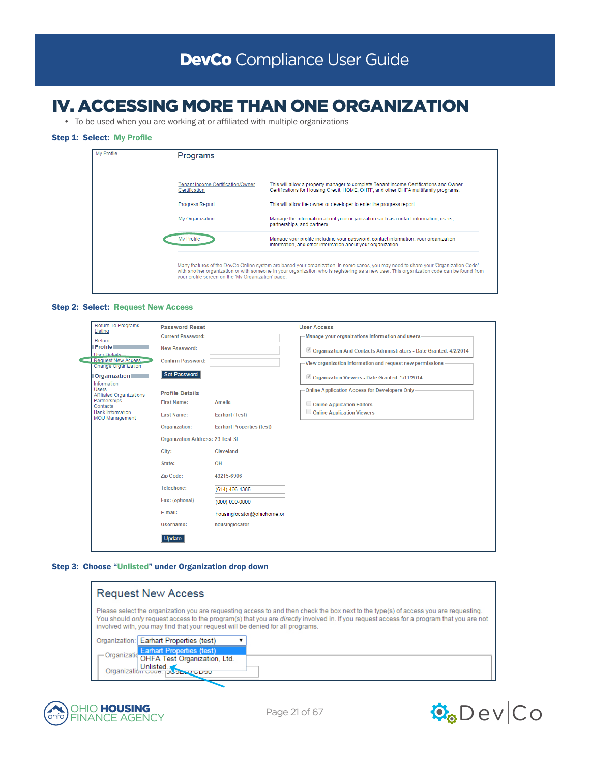# IV. ACCESSING MORE THAN ONE ORGANIZATION

- To be used when you are working at or affiliated with multiple organizations

**Step 1: Select: My Profile**

My Profile

## Programs

| | |
|---|---|
| Tenant Income Certification/Owner Certification | This will allow a property manager to complete Tenant Income Certifications and Owner Certifications for Housing Credit, HOME, OHTF, and other OHFA multifamily programs. |
| Progress Report | This will allow the owner or developer to enter the progress report. |
| My Organization | Manage the information about your organization such as contact information, users, partnerships, and partners. |
| My Profile | Manage your profile including your password, contact information, your organization information, and other information about your organization. |

Many features of the DevCo Online system are based your organization. In some cases, you may need to share your 'Organization Code' with another organization or with someone in your organization who is registering as a new user. This organization code can be found from your profile screen on the 'My Organization' page.

**Step 2: Select: Request New Access**

Return To Programs Listing
Return
**Profile**
User Details
Request New Access
Change Organization
**Organization**
Information
Users
Affiliated Organizations
Partnerships
Contacts
Bank Information
MOU Management

**Password Reset**

Current Password:
New Password:
Confirm Password:
Set Password

**Profile Details**

| | |
|---|---|
| First Name: | Amelia |
| Last Name: | Earhart (Test) |
| Organization: | Earhart Properties (test) |
| Organization Address: | 23 Test St |
| City: | Cleveland |
| State: | OH |
| Zip Code: | 43215-6906 |
| Telephone: | (614) 466-4385 |
| Fax: (optional) | (000) 000-0000 |
| E-mail: | housinglocator@ohiohome.or |
| Username: | housinglocator |

Update

**User Access**

Manage your organizations information and users
- Organization And Contacts Administrators - Date Granted: 4/2/2014

View organization information and request new permissions
- Organization Viewers - Date Granted: 3/11/2014

Online Application Access for Developers Only
- Online Application Editors
- Online Application Viewers

**Step 3: Choose "Unlisted" under Organization drop down**

## Request New Access

Please select the organization you are requesting access to and then check the box next to the type(s) of access you are requesting. You should *only* request access to the program(s) that you are *directly* involved in. If you request access for a program that you are not involved with, you may find that your request will be denied for all programs.

Organization: Earhart Properties (test)
- Earhart Properties (test)
- OHFA Test Organization, Ltd.
- Unlisted

Organizatio...
Organization Code: ...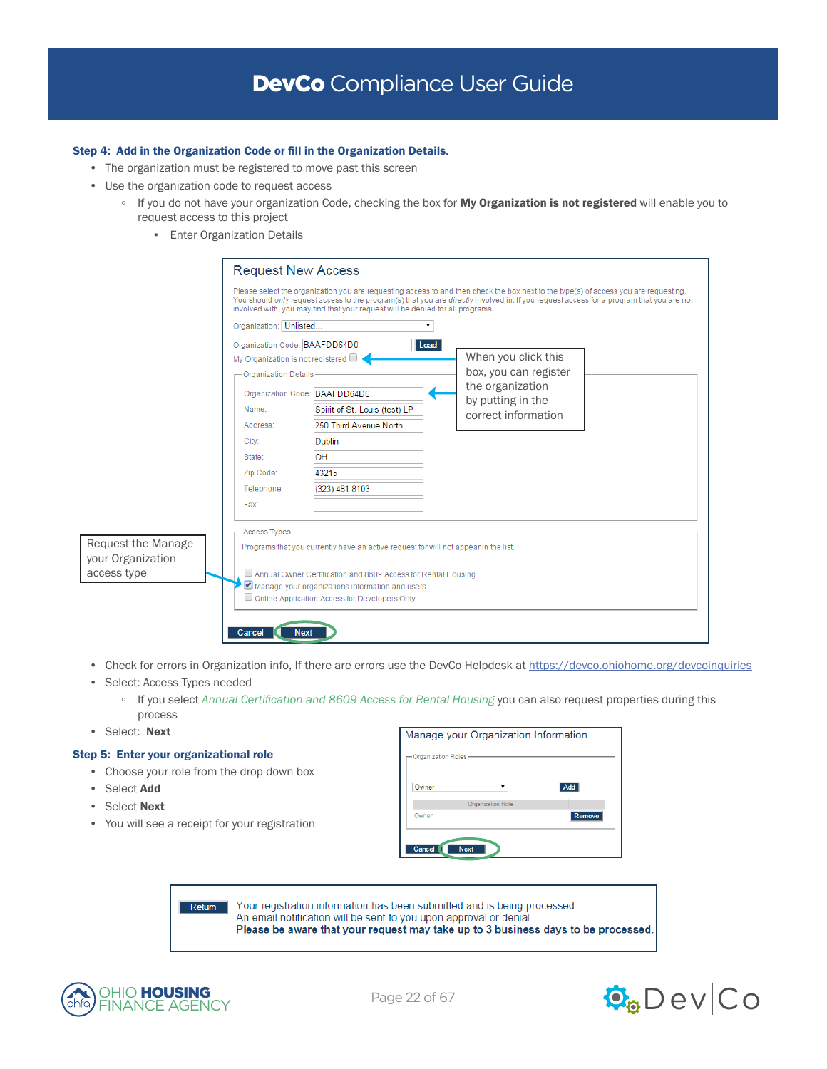**Step 4: Add in the Organization Code or fill in the Organization Details.**

- The organization must be registered to move past this screen
- Use the organization code to request access
  - If you do not have your organization Code, checking the box for **My Organization is not registered** will enable you to request access to this project
    - Enter Organization Details

Request New Access

Please select the organization you are requesting access to and then check the box next to the type(s) of access you are requesting. You should *only* request access to the program(s) that you are *directly* involved in. If you request access for a program that you are not involved with, you may find that your request will be denied for all programs.

Organization: Unlisted...

Organization Code: BAAFDD64D0 Load

My Organization is not registered ☐

When you click this box, you can register the organization by putting in the correct information

Organization Details

| Field | Value |
|---|---|
| Organization Code: | BAAFDD64D0 |
| Name: | Spirit of St. Louis (test) LP |
| Address: | 250 Third Avenue North |
| City: | Dublin |
| State: | OH |
| Zip Code: | 43215 |
| Telephone: | (323) 481-8103 |
| Fax: | |

Request the Manage your Organization access type

Access Types

Programs that you currently have an active request for will not appear in the list.

- ☐ Annual Owner Certification and 8609 Access for Rental Housing
- ☑ Manage your organizations information and users
- ☐ Online Application Access for Developers Only

Cancel | Next

- Check for errors in Organization info, If there are errors use the DevCo Helpdesk at https://devco.ohiohome.org/devcoinquiries
- Select: Access Types needed
  - If you select *Annual Certification and 8609 Access for Rental Housing* you can also request properties during this process
- Select: **Next**

**Step 5: Enter your organizational role**

- Choose your role from the drop down box
- Select **Add**
- Select **Next**
- You will see a receipt for your registration

Manage your Organization Information

Organization Roles

Owner | Add

| Organization Role | |
|---|---|
| Owner | Remove |

Cancel | Next

Return

Your registration information has been submitted and is being processed.
An email notification will be sent to you upon approval or denial.
**Please be aware that your request may take up to 3 business days to be processed.**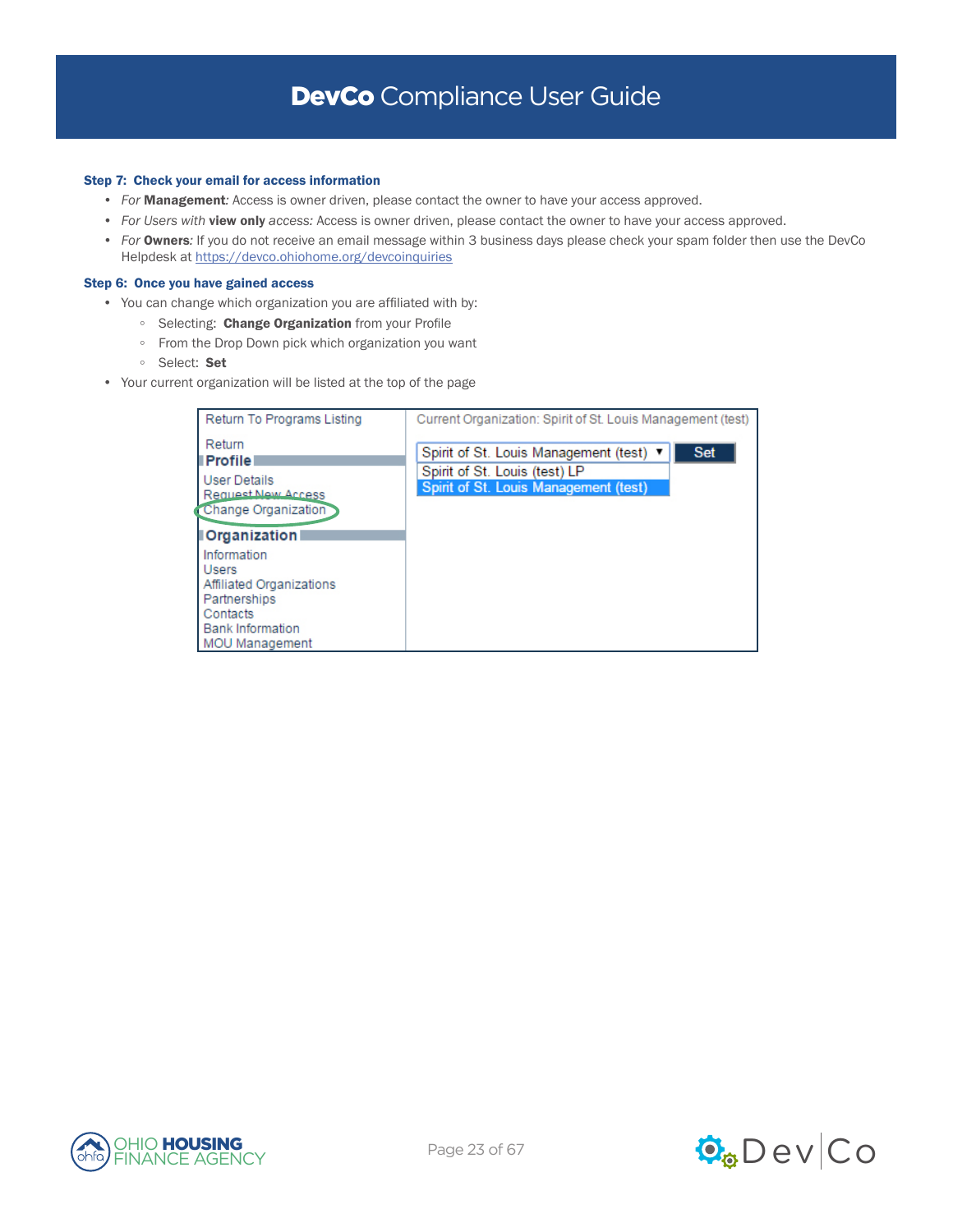### Step 7: Check your email for access information

- *For* **Management***:* Access is owner driven, please contact the owner to have your access approved.
- *For Users with* **view only** *access:* Access is owner driven, please contact the owner to have your access approved.
- *For* **Owners***:* If you do not receive an email message within 3 business days please check your spam folder then use the DevCo Helpdesk at https://devco.ohiohome.org/devcoinquiries

### Step 6: Once you have gained access

- You can change which organization you are affiliated with by:
  - Selecting: **Change Organization** from your Profile
  - From the Drop Down pick which organization you want
  - Select: **Set**
- Your current organization will be listed at the top of the page